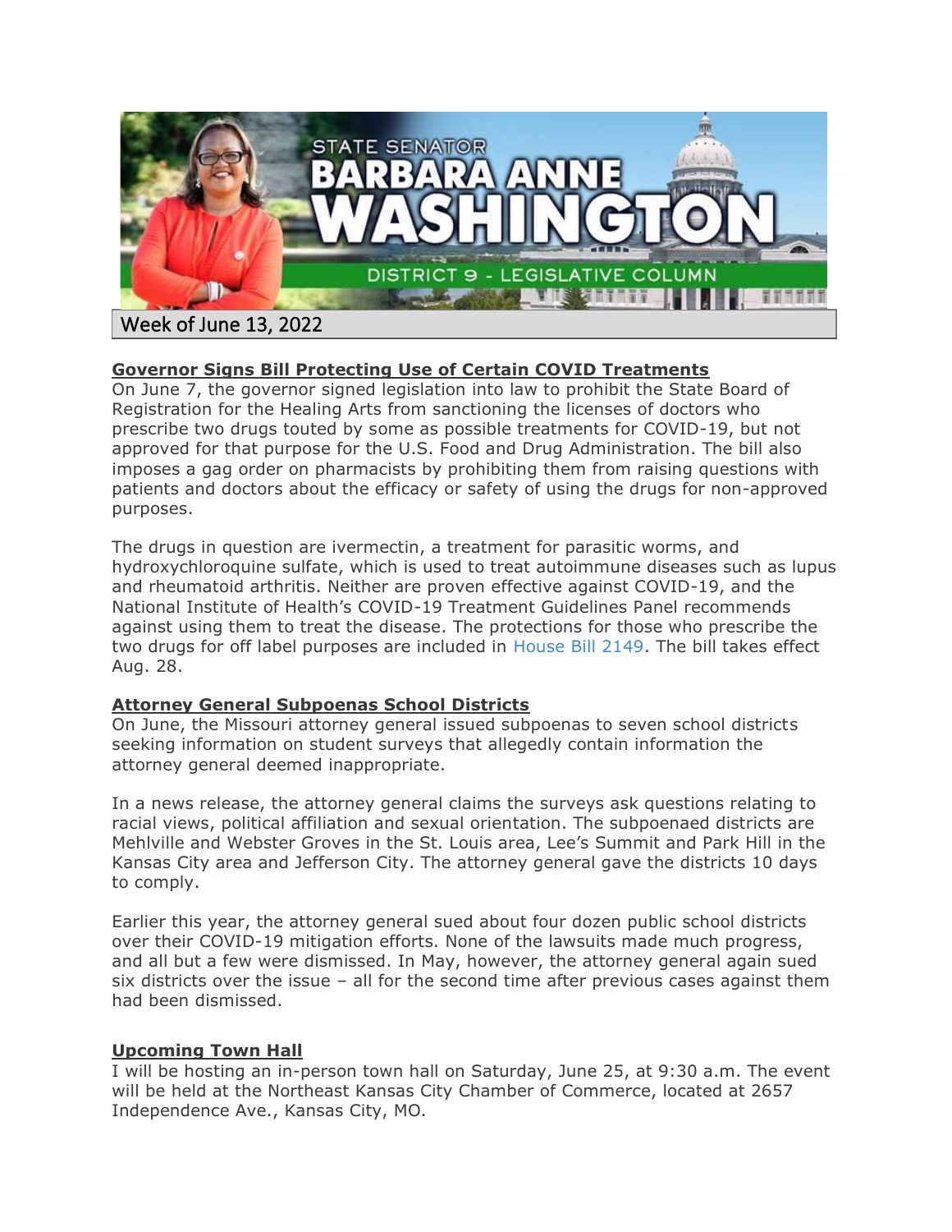STATE SENATOR
# BARBARA ANNE WASHINGTON
DISTRICT 9 - LEGISLATIVE COLUMN

Week of June 13, 2022

**Governor Signs Bill Protecting Use of Certain COVID Treatments**

On June 7, the governor signed legislation into law to prohibit the State Board of Registration for the Healing Arts from sanctioning the licenses of doctors who prescribe two drugs touted by some as possible treatments for COVID-19, but not approved for that purpose for the U.S. Food and Drug Administration. The bill also imposes a gag order on pharmacists by prohibiting them from raising questions with patients and doctors about the efficacy or safety of using the drugs for non-approved purposes.

The drugs in question are ivermectin, a treatment for parasitic worms, and hydroxychloroquine sulfate, which is used to treat autoimmune diseases such as lupus and rheumatoid arthritis. Neither are proven effective against COVID-19, and the National Institute of Health's COVID-19 Treatment Guidelines Panel recommends against using them to treat the disease. The protections for those who prescribe the two drugs for off label purposes are included in House Bill 2149. The bill takes effect Aug. 28.

**Attorney General Subpoenas School Districts**

On June, the Missouri attorney general issued subpoenas to seven school districts seeking information on student surveys that allegedly contain information the attorney general deemed inappropriate.

In a news release, the attorney general claims the surveys ask questions relating to racial views, political affiliation and sexual orientation. The subpoenaed districts are Mehlville and Webster Groves in the St. Louis area, Lee's Summit and Park Hill in the Kansas City area and Jefferson City. The attorney general gave the districts 10 days to comply.

Earlier this year, the attorney general sued about four dozen public school districts over their COVID-19 mitigation efforts. None of the lawsuits made much progress, and all but a few were dismissed. In May, however, the attorney general again sued six districts over the issue – all for the second time after previous cases against them had been dismissed.

**Upcoming Town Hall**

I will be hosting an in-person town hall on Saturday, June 25, at 9:30 a.m. The event will be held at the Northeast Kansas City Chamber of Commerce, located at 2657 Independence Ave., Kansas City, MO.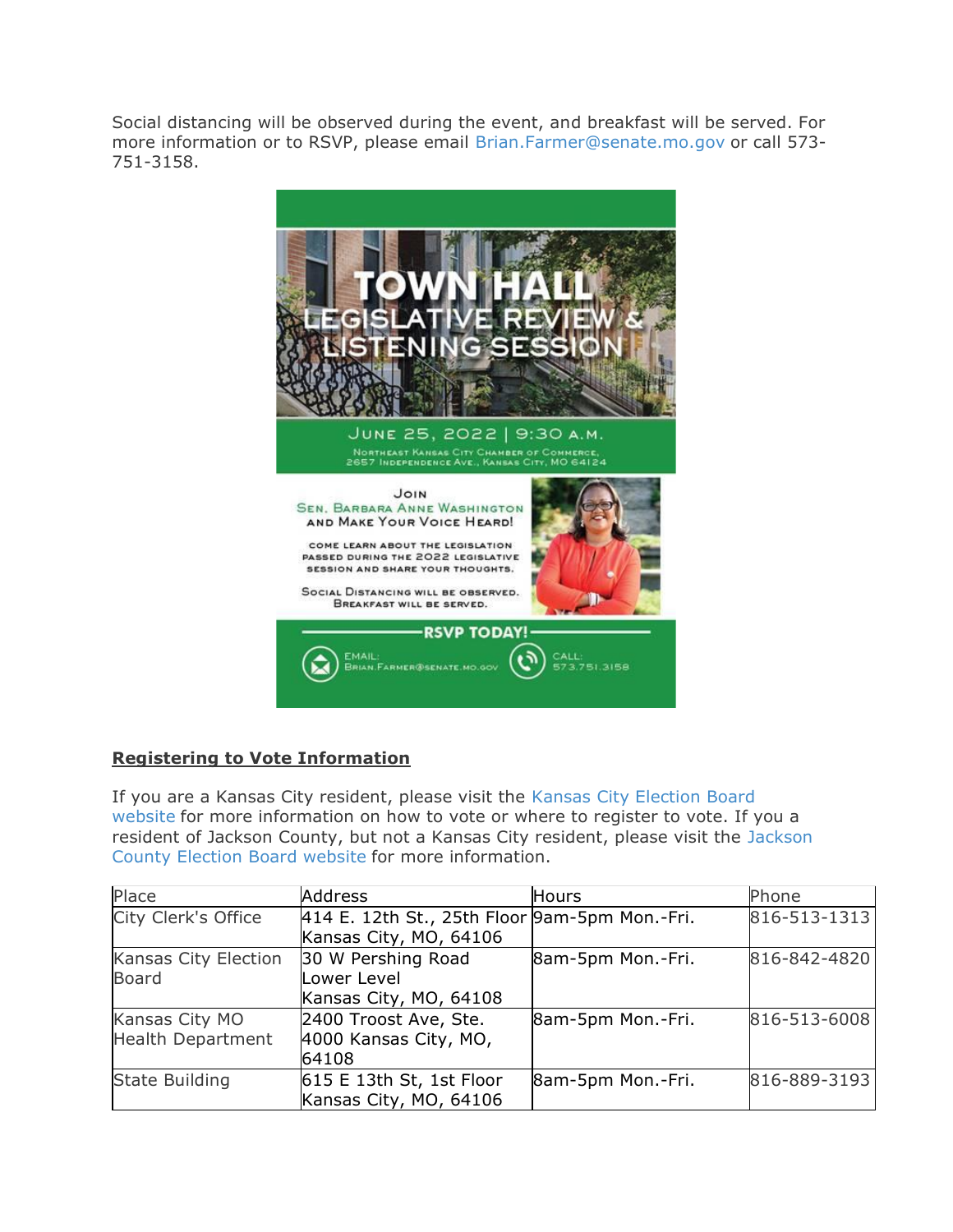Social distancing will be observed during the event, and breakfast will be served. For more information or to RSVP, please email Brian.Farmer@senate.mo.gov or call 573-751-3158.

**TOWN HALL**
**LEGISLATIVE REVIEW & LISTENING SESSION**

June 25, 2022 | 9:30 A.M.

Northeast Kansas City Chamber of Commerce, 2657 Independence Ave., Kansas City, MO 64124

Join Sen. Barbara Anne Washington and Make Your Voice Heard!

Come learn about the legislation passed during the 2022 legislative session and share your thoughts.

Social Distancing will be observed. Breakfast will be served.

RSVP TODAY!

Email: Brian.Farmer@senate.mo.gov

Call: 573.751.3158

## Registering to Vote Information

If you are a Kansas City resident, please visit the Kansas City Election Board website for more information on how to vote or where to register to vote. If you a resident of Jackson County, but not a Kansas City resident, please visit the Jackson County Election Board website for more information.

| Place | Address | Hours | Phone |
|---|---|---|---|
| City Clerk's Office | 414 E. 12th St., 25th Floor Kansas City, MO, 64106 | 9am-5pm Mon.-Fri. | 816-513-1313 |
| Kansas City Election Board | 30 W Pershing Road Lower Level Kansas City, MO, 64108 | 8am-5pm Mon.-Fri. | 816-842-4820 |
| Kansas City MO Health Department | 2400 Troost Ave, Ste. 4000 Kansas City, MO, 64108 | 8am-5pm Mon.-Fri. | 816-513-6008 |
| State Building | 615 E 13th St, 1st Floor Kansas City, MO, 64106 | 8am-5pm Mon.-Fri. | 816-889-3193 |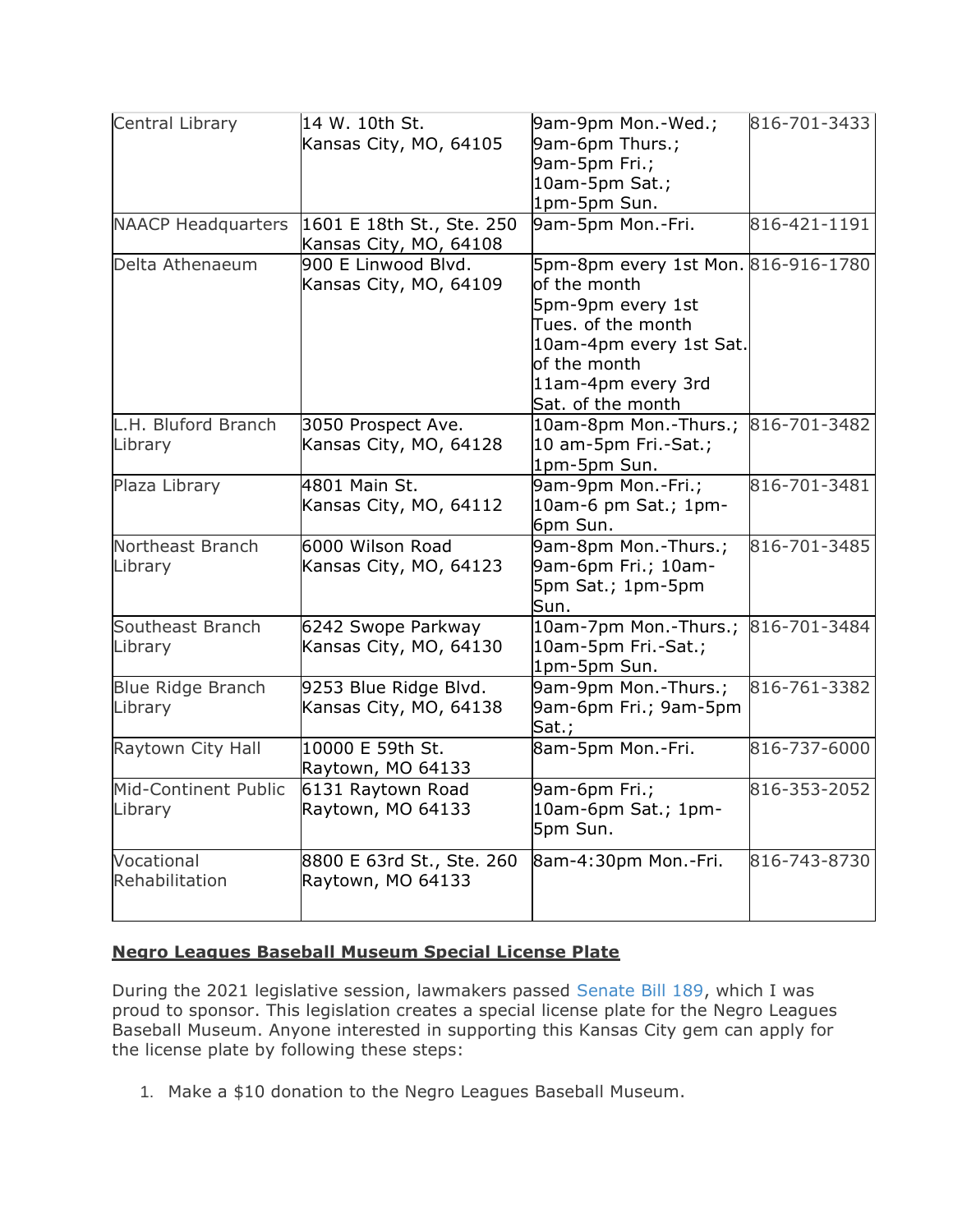| Central Library | 14 W. 10th St. Kansas City, MO, 64105 | 9am-9pm Mon.-Wed.; 9am-6pm Thurs.; 9am-5pm Fri.; 10am-5pm Sat.; 1pm-5pm Sun. | 816-701-3433 |
|---|---|---|---|
| NAACP Headquarters | 1601 E 18th St., Ste. 250 Kansas City, MO, 64108 | 9am-5pm Mon.-Fri. | 816-421-1191 |
| Delta Athenaeum | 900 E Linwood Blvd. Kansas City, MO, 64109 | 5pm-8pm every 1st Mon. of the month 5pm-9pm every 1st Tues. of the month 10am-4pm every 1st Sat. of the month 11am-4pm every 3rd Sat. of the month | 816-916-1780 |
| L.H. Bluford Branch Library | 3050 Prospect Ave. Kansas City, MO, 64128 | 10am-8pm Mon.-Thurs.; 10 am-5pm Fri.-Sat.; 1pm-5pm Sun. | 816-701-3482 |
| Plaza Library | 4801 Main St. Kansas City, MO, 64112 | 9am-9pm Mon.-Fri.; 10am-6 pm Sat.; 1pm-6pm Sun. | 816-701-3481 |
| Northeast Branch Library | 6000 Wilson Road Kansas City, MO, 64123 | 9am-8pm Mon.-Thurs.; 9am-6pm Fri.; 10am-5pm Sat.; 1pm-5pm Sun. | 816-701-3485 |
| Southeast Branch Library | 6242 Swope Parkway Kansas City, MO, 64130 | 10am-7pm Mon.-Thurs.; 10am-5pm Fri.-Sat.; 1pm-5pm Sun. | 816-701-3484 |
| Blue Ridge Branch Library | 9253 Blue Ridge Blvd. Kansas City, MO, 64138 | 9am-9pm Mon.-Thurs.; 9am-6pm Fri.; 9am-5pm Sat.; | 816-761-3382 |
| Raytown City Hall | 10000 E 59th St. Raytown, MO 64133 | 8am-5pm Mon.-Fri. | 816-737-6000 |
| Mid-Continent Public Library | 6131 Raytown Road Raytown, MO 64133 | 9am-6pm Fri.; 10am-6pm Sat.; 1pm-5pm Sun. | 816-353-2052 |
| Vocational Rehabilitation | 8800 E 63rd St., Ste. 260 Raytown, MO 64133 | 8am-4:30pm Mon.-Fri. | 816-743-8730 |

**Negro Leagues Baseball Museum Special License Plate**

During the 2021 legislative session, lawmakers passed Senate Bill 189, which I was proud to sponsor. This legislation creates a special license plate for the Negro Leagues Baseball Museum. Anyone interested in supporting this Kansas City gem can apply for the license plate by following these steps:

1. Make a $10 donation to the Negro Leagues Baseball Museum.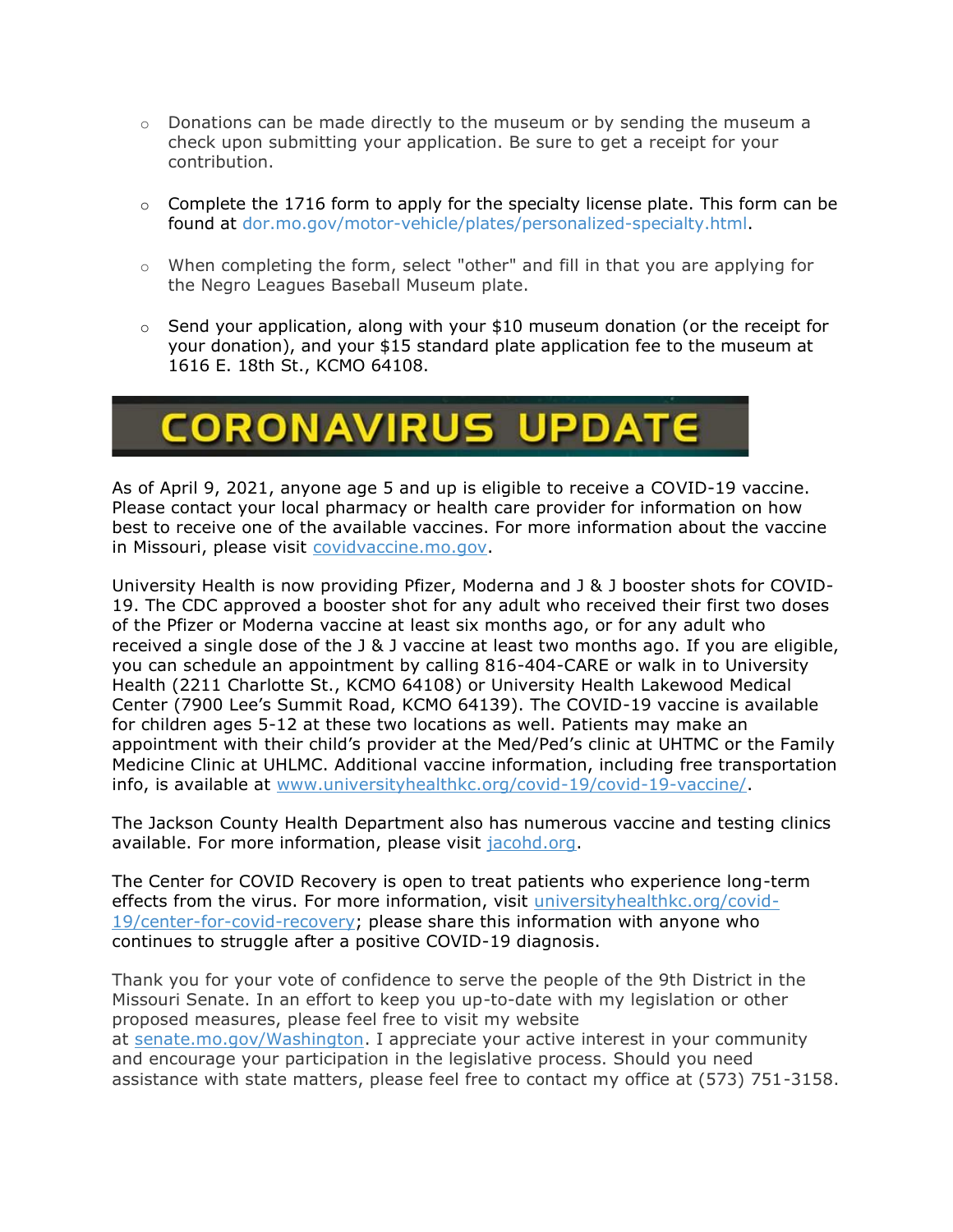- Donations can be made directly to the museum or by sending the museum a check upon submitting your application. Be sure to get a receipt for your contribution.
- Complete the 1716 form to apply for the specialty license plate. This form can be found at dor.mo.gov/motor-vehicle/plates/personalized-specialty.html.
- When completing the form, select "other" and fill in that you are applying for the Negro Leagues Baseball Museum plate.
- Send your application, along with your $10 museum donation (or the receipt for your donation), and your $15 standard plate application fee to the museum at 1616 E. 18th St., KCMO 64108.

# CORONAVIRUS UPDATE

As of April 9, 2021, anyone age 5 and up is eligible to receive a COVID-19 vaccine. Please contact your local pharmacy or health care provider for information on how best to receive one of the available vaccines. For more information about the vaccine in Missouri, please visit covidvaccine.mo.gov.

University Health is now providing Pfizer, Moderna and J & J booster shots for COVID-19. The CDC approved a booster shot for any adult who received their first two doses of the Pfizer or Moderna vaccine at least six months ago, or for any adult who received a single dose of the J & J vaccine at least two months ago. If you are eligible, you can schedule an appointment by calling 816-404-CARE or walk in to University Health (2211 Charlotte St., KCMO 64108) or University Health Lakewood Medical Center (7900 Lee's Summit Road, KCMO 64139). The COVID-19 vaccine is available for children ages 5-12 at these two locations as well. Patients may make an appointment with their child's provider at the Med/Ped's clinic at UHTMC or the Family Medicine Clinic at UHLMC. Additional vaccine information, including free transportation info, is available at www.universityhealthkc.org/covid-19/covid-19-vaccine/.

The Jackson County Health Department also has numerous vaccine and testing clinics available. For more information, please visit jacohd.org.

The Center for COVID Recovery is open to treat patients who experience long-term effects from the virus. For more information, visit universityhealthkc.org/covid-19/center-for-covid-recovery; please share this information with anyone who continues to struggle after a positive COVID-19 diagnosis.

Thank you for your vote of confidence to serve the people of the 9th District in the Missouri Senate. In an effort to keep you up-to-date with my legislation or other proposed measures, please feel free to visit my website at senate.mo.gov/Washington. I appreciate your active interest in your community and encourage your participation in the legislative process. Should you need assistance with state matters, please feel free to contact my office at (573) 751-3158.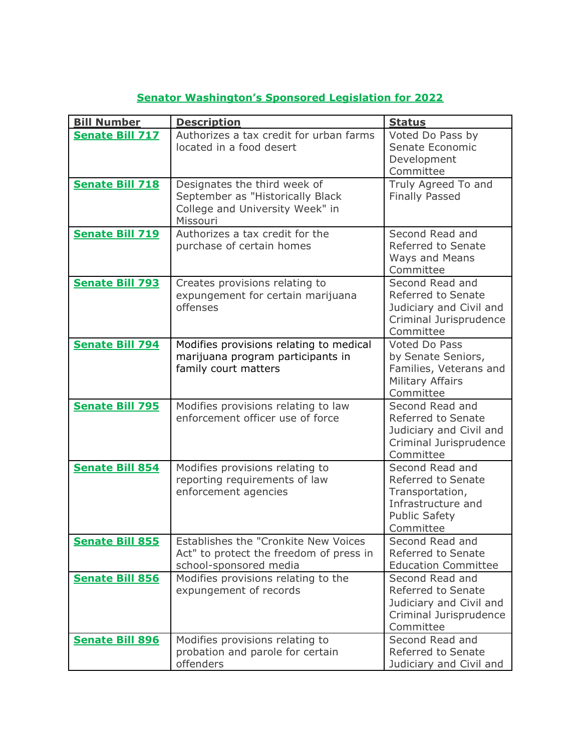**Senator Washington's Sponsored Legislation for 2022**

| Bill Number | Description | Status |
|---|---|---|
| **Senate Bill 717** | Authorizes a tax credit for urban farms located in a food desert | Voted Do Pass by Senate Economic Development Committee |
| **Senate Bill 718** | Designates the third week of September as "Historically Black College and University Week" in Missouri | Truly Agreed To and Finally Passed |
| **Senate Bill 719** | Authorizes a tax credit for the purchase of certain homes | Second Read and Referred to Senate Ways and Means Committee |
| **Senate Bill 793** | Creates provisions relating to expungement for certain marijuana offenses | Second Read and Referred to Senate Judiciary and Civil and Criminal Jurisprudence Committee |
| **Senate Bill 794** | Modifies provisions relating to medical marijuana program participants in family court matters | Voted Do Pass by Senate Seniors, Families, Veterans and Military Affairs Committee |
| **Senate Bill 795** | Modifies provisions relating to law enforcement officer use of force | Second Read and Referred to Senate Judiciary and Civil and Criminal Jurisprudence Committee |
| **Senate Bill 854** | Modifies provisions relating to reporting requirements of law enforcement agencies | Second Read and Referred to Senate Transportation, Infrastructure and Public Safety Committee |
| **Senate Bill 855** | Establishes the "Cronkite New Voices Act" to protect the freedom of press in school-sponsored media | Second Read and Referred to Senate Education Committee |
| **Senate Bill 856** | Modifies provisions relating to the expungement of records | Second Read and Referred to Senate Judiciary and Civil and Criminal Jurisprudence Committee |
| **Senate Bill 896** | Modifies provisions relating to probation and parole for certain offenders | Second Read and Referred to Senate Judiciary and Civil and |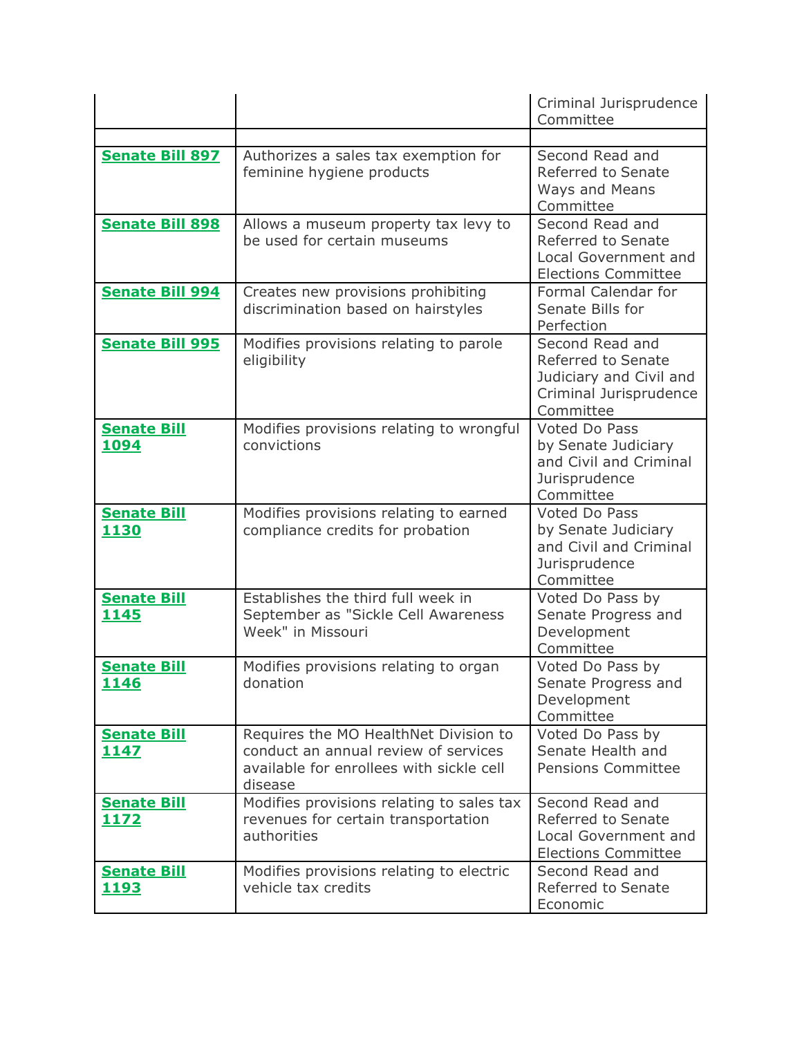| | | |
|---|---|---|
| | | Criminal Jurisprudence Committee |
| | | |
| **Senate Bill 897** | Authorizes a sales tax exemption for feminine hygiene products | Second Read and Referred to Senate Ways and Means Committee |
| **Senate Bill 898** | Allows a museum property tax levy to be used for certain museums | Second Read and Referred to Senate Local Government and Elections Committee |
| **Senate Bill 994** | Creates new provisions prohibiting discrimination based on hairstyles | Formal Calendar for Senate Bills for Perfection |
| **Senate Bill 995** | Modifies provisions relating to parole eligibility | Second Read and Referred to Senate Judiciary and Civil and Criminal Jurisprudence Committee |
| **Senate Bill 1094** | Modifies provisions relating to wrongful convictions | Voted Do Pass by Senate Judiciary and Civil and Criminal Jurisprudence Committee |
| **Senate Bill 1130** | Modifies provisions relating to earned compliance credits for probation | Voted Do Pass by Senate Judiciary and Civil and Criminal Jurisprudence Committee |
| **Senate Bill 1145** | Establishes the third full week in September as "Sickle Cell Awareness Week" in Missouri | Voted Do Pass by Senate Progress and Development Committee |
| **Senate Bill 1146** | Modifies provisions relating to organ donation | Voted Do Pass by Senate Progress and Development Committee |
| **Senate Bill 1147** | Requires the MO HealthNet Division to conduct an annual review of services available for enrollees with sickle cell disease | Voted Do Pass by Senate Health and Pensions Committee |
| **Senate Bill 1172** | Modifies provisions relating to sales tax revenues for certain transportation authorities | Second Read and Referred to Senate Local Government and Elections Committee |
| **Senate Bill 1193** | Modifies provisions relating to electric vehicle tax credits | Second Read and Referred to Senate Economic |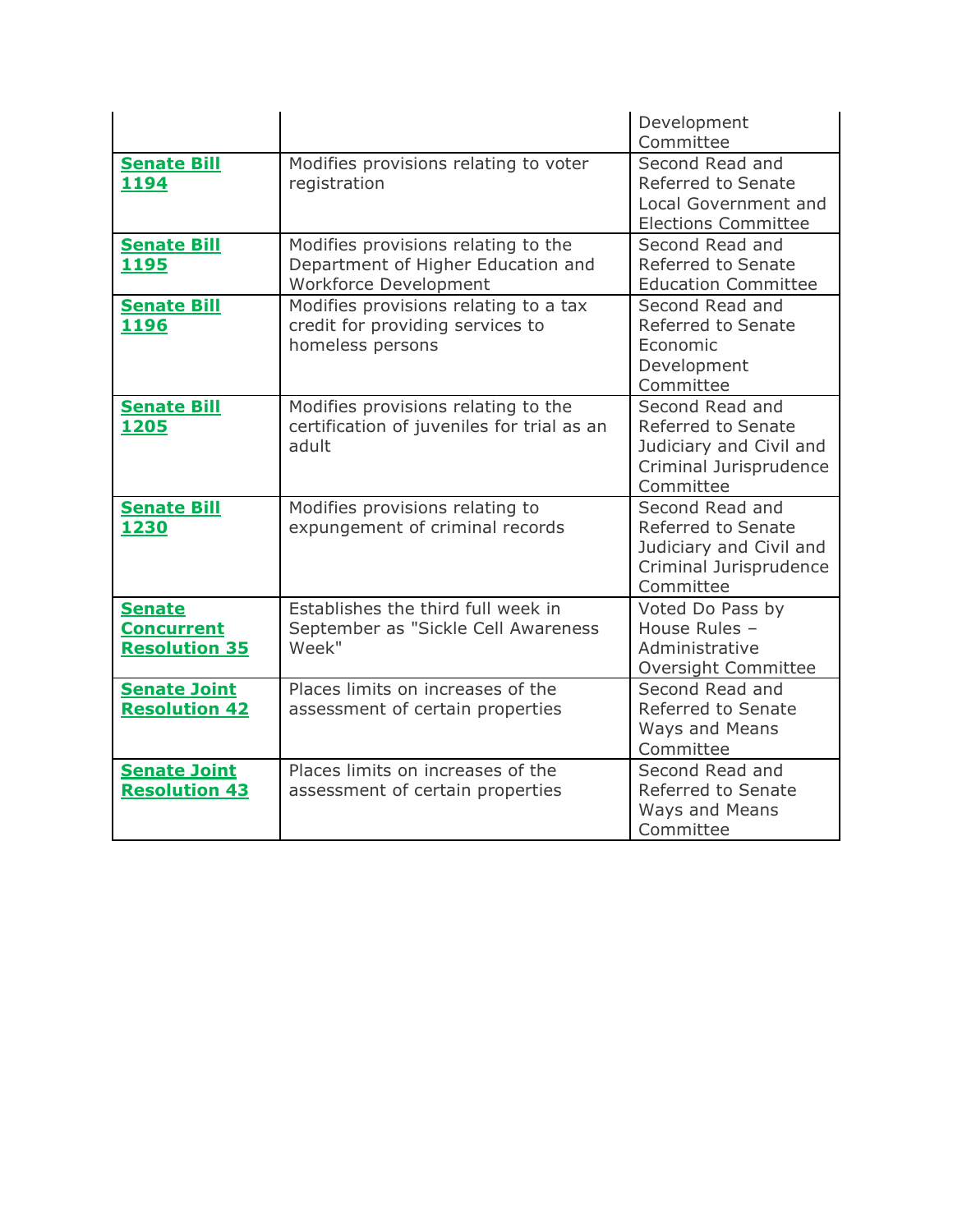| | | |
|---|---|---|
| | | Development Committee |
| **Senate Bill 1194** | Modifies provisions relating to voter registration | Second Read and Referred to Senate Local Government and Elections Committee |
| **Senate Bill 1195** | Modifies provisions relating to the Department of Higher Education and Workforce Development | Second Read and Referred to Senate Education Committee |
| **Senate Bill 1196** | Modifies provisions relating to a tax credit for providing services to homeless persons | Second Read and Referred to Senate Economic Development Committee |
| **Senate Bill 1205** | Modifies provisions relating to the certification of juveniles for trial as an adult | Second Read and Referred to Senate Judiciary and Civil and Criminal Jurisprudence Committee |
| **Senate Bill 1230** | Modifies provisions relating to expungement of criminal records | Second Read and Referred to Senate Judiciary and Civil and Criminal Jurisprudence Committee |
| **Senate Concurrent Resolution 35** | Establishes the third full week in September as "Sickle Cell Awareness Week" | Voted Do Pass by House Rules – Administrative Oversight Committee |
| **Senate Joint Resolution 42** | Places limits on increases of the assessment of certain properties | Second Read and Referred to Senate Ways and Means Committee |
| **Senate Joint Resolution 43** | Places limits on increases of the assessment of certain properties | Second Read and Referred to Senate Ways and Means Committee |